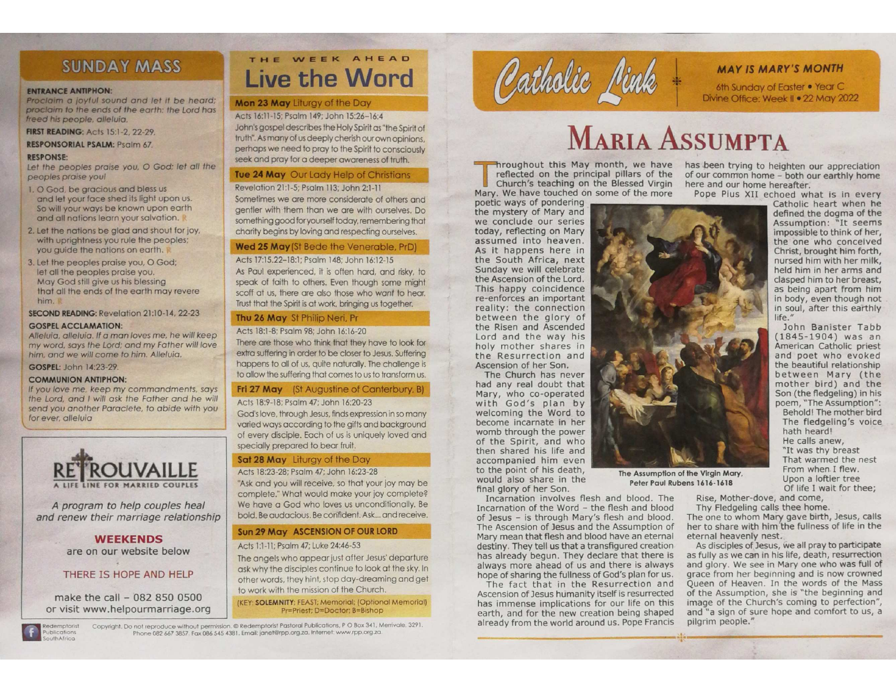# SUNDAY MASS

**ENTRANCE ANTIPHON:**
*Proclaim a joyful sound and let it be heard; proclaim to the ends of the earth: the Lord has freed his people, alleluia.*

**FIRST READING:** Acts 15:1-2, 22-29.

**RESPONSORIAL PSALM:** Psalm 67.

**RESPONSE:**
*Let the peoples praise you, O God; let all the peoples praise you!*

1. O God, be gracious and bless us
and let your face shed its light upon us.
So will your ways be known upon earth
and all nations learn your salvation. ℟
2. Let the nations be glad and shout for joy,
with uprightness you rule the peoples;
you guide the nations on earth. ℟
3. Let the peoples praise you, O God;
let all the peoples praise you.
May God still give us his blessing
that all the ends of the earth may revere him. ℟

**SECOND READING:** Revelation 21:10-14, 22-23

**GOSPEL ACCLAMATION:**
*Alleluia, alleluia. If a man loves me, he will keep my word, says the Lord; and my Father will love him, and we will come to him. Alleluia.*

**GOSPEL:** John 14:23-29.

**COMMUNION ANTIPHON:**
*If you love me, keep my commandments, says the Lord, and I will ask the Father and he will send you another Paraclete, to abide with you for ever, alleluia*

## RETROUVAILLE

A LIFE LINE FOR MARRIED COUPLES

*A program to help couples heal and renew their marriage relationship*

**WEEKENDS**
are on our website below

THERE IS HOPE AND HELP

make the call – 082 850 0500
or visit www.helpourmarriage.org

# THE WEEK AHEAD
# Live the Word

**Mon 23 May** Liturgy of the Day

Acts 16:11-15; Psalm 149; John 15:26–16:4

John's gospel describes the Holy Spirit as "the Spirit of truth". As many of us deeply cherish our own opinions, perhaps we need to pray to the Spirit to consciously seek and pray for a deeper awareness of truth.

**Tue 24 May** Our Lady Help of Christians

Revelation 21:1-5; Psalm 113; John 2:1-11

Sometimes we are more considerate of others and gentler with them than we are with ourselves. Do something good for yourself today, remembering that charity begins by loving and respecting ourselves.

**Wed 25 May** (St Bede the Venerable, PrD)

Acts 17:15.22–18:1; Psalm 148; John 16:12-15

As Paul experienced, it is often hard, and risky, to speak of faith to others. Even though some might scoff at us, there are also those who want to hear. Trust that the Spirit is at work, bringing us together.

**Thu 26 May** St Philip Neri, Pr

Acts 18:1-8; Psalm 98; John 16:16-20

There are those who think that they have to look for extra suffering in order to be closer to Jesus. Suffering happens to all of us, quite naturally. The challenge is to allow the suffering that comes to us to transform us.

**Fri 27 May** (St Augustine of Canterbury, B)

Acts 18:9-18; Psalm 47; John 16:20-23

God's love, through Jesus, finds expression in so many varied ways according to the gifts and background of every disciple. Each of us is uniquely loved and specially prepared to bear fruit.

**Sat 28 May** Liturgy of the Day

Acts 18:23-28; Psalm 47; John 16:23-28

"Ask and you will receive, so that your joy may be complete." What would make your joy complete? We have a God who loves us unconditionally. Be bold. Be audacious. Be confident. Ask... and receive.

**Sun 29 May ASCENSION OF OUR LORD**

Acts 1:1-11; Psalm 47; Luke 24:46-53

The angels who appear just after Jesus' departure ask why the disciples continue to look at the sky. In other words, they hint, stop day-dreaming and get to work with the mission of the Church.

(KEY: **SOLEMNITY**; FEAST; Memorial; (Optional Memorial) Pr=Priest; D=Doctor; B=Bishop

Copyright. Do not reproduce without permission. © Redemptorist Pastoral Publications, P O Box 341, Merrivale, 3291. Phone 082 667 3857. Fax 086 545 4381. Email: janet@rpp.org.za. Internet: www.rpp.org.za

# Catholic Link

**MAY IS MARY'S MONTH**

6th Sunday of Easter • Year C
Divine Office: Week II • 22 May 2022

# MARIA ASSUMPTA

Throughout this May month, we have reflected on the principal pillars of the Church's teaching on the Blessed Virgin Mary. We have touched on some of the more poetic ways of pondering the mystery of Mary and we conclude our series today, reflecting on Mary assumed into heaven. As it happens here in the South Africa, next Sunday we will celebrate the Ascension of the Lord. This happy coincidence re-enforces an important reality: the connection between the glory of the Risen and Ascended Lord and the way his holy mother shares in the Resurrection and Ascension of her Son.

The Church has never had any real doubt that Mary, who co-operated with God's plan by welcoming the Word to become incarnate in her womb through the power of the Spirit, and who then shared his life and accompanied him even to the point of his death, would also share in the final glory of her Son.

The Assumption of the Virgin Mary, Peter Paul Rubens 1616-1618

Incarnation involves flesh and blood. The Incarnation of the Word – the flesh and blood of Jesus – is through Mary's flesh and blood. The Ascension of Jesus and the Assumption of Mary mean that flesh and blood have an eternal destiny. They tell us that a transfigured creation has already begun. They declare that there is always more ahead of us and there is always hope of sharing the fullness of God's plan for us.

The fact that in the Resurrection and Ascension of Jesus humanity itself is resurrected has immense implications for our life on this earth, and for the new creation being shaped already from the world around us. Pope Francis has been trying to heighten our appreciation of our common home – both our earthly home here and our home hereafter.

Pope Pius XII echoed what is in every Catholic heart when he defined the dogma of the Assumption: "It seems impossible to think of her, the one who conceived Christ, brought him forth, nursed him with her milk, held him in her arms and clasped him to her breast, as being apart from him in body, even though not in soul, after this earthly life."

John Banister Tabb (1845-1904) was an American Catholic priest and poet who evoked the beautiful relationship between Mary (the mother bird) and the Son (the fledgeling) in his poem, "The Assumption":

Behold! The mother bird
The fledgeling's voice
hath heard!
He calls anew,
"It was thy breast
That warmed the nest
From when I flew.
Upon a loftier tree
Of life I wait for thee;
Rise, Mother-dove, and come,
Thy Fledgeling calls thee home.

The one to whom Mary gave birth, Jesus, calls her to share with him the fullness of life in the eternal heavenly nest.

As disciples of Jesus, we all pray to participate as fully as we can in his life, death, resurrection and glory. We see in Mary one who was full of grace from her beginning and is now crowned Queen of Heaven. In the words of the Mass of the Assumption, she is "the beginning and image of the Church's coming to perfection", and "a sign of sure hope and comfort to us, a pilgrim people."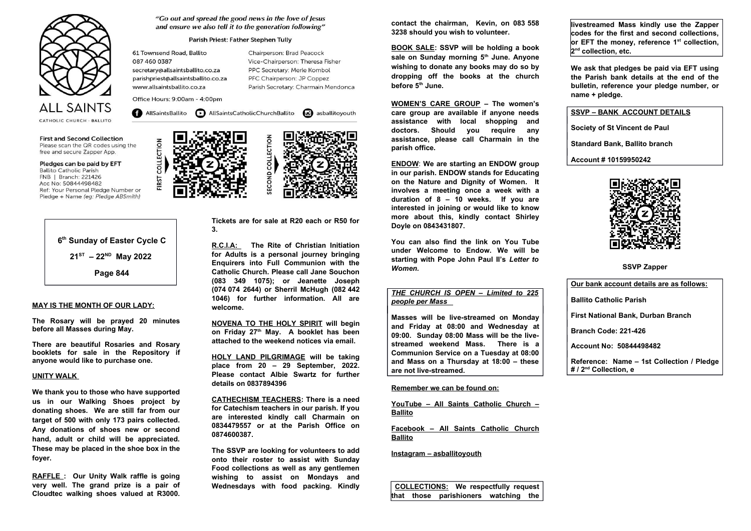ALL SAINTS
CATHOLIC CHURCH · BALLITO

*"Go out and spread the good news in the love of Jesus and ensure we also tell it to the generation following"*

Parish Priest: Father Stephen Tully

61 Townsend Road, Ballito
087 460 0387
secretary@allsaintsballito.co.za
parishpriest@allsaintsballito.co.za
www.allsaintsballito.co.za

Chairperson: Brad Peacock
Vice-Chairperson: Theresa Fisher
PPC Secretary: Merle Kombol
PFC Chairperson: JP Coppez
Parish Secretary: Charmain Mendonca

Office Hours: 9:00am - 4:00pm

AllSaintsBallito | AllSaintsCatholicChurchBallito | asballitoyouth

**First and Second Collection**
Please scan the QR codes using the free and secure Zapper App.

**Pledges can be paid by EFT**
Ballito Catholic Parish
FNB | Branch: 221426
Acc No: 50844498482
Ref: Your Personal Pledge Number or Pledge + Name *(eg: Pledge ABSmith)*

FIRST COLLECTION

SECOND COLLECTION

**6th Sunday of Easter Cycle C**

**21ST – 22ND May 2022**

**Page 844**

**MAY IS THE MONTH OF OUR LADY:**

**The Rosary will be prayed 20 minutes before all Masses during May.**

**There are beautiful Rosaries and Rosary booklets for sale in the Repository if anyone would like to purchase one.**

**UNITY WALK**

**We thank you to those who have supported us in our Walking Shoes project by donating shoes. We are still far from our target of 500 with only 173 pairs collected. Any donations of shoes new or second hand, adult or child will be appreciated. These may be placed in the shoe box in the foyer.**

**RAFFLE : Our Unity Walk raffle is going very well. The grand prize is a pair of Cloudtec walking shoes valued at R3000. Tickets are for sale at R20 each or R50 for 3.**

**R.C.I.A: The Rite of Christian Initiation for Adults is a personal journey bringing Enquirers into Full Communion with the Catholic Church. Please call Jane Souchon (083 349 1075); or Jeanette Joseph (074 074 2644) or Sherril McHugh (082 442 1046) for further information. All are welcome.**

**NOVENA TO THE HOLY SPIRIT will begin on Friday 27th May. A booklet has been attached to the weekend notices via email.**

**HOLY LAND PILGRIMAGE will be taking place from 20 – 29 September, 2022. Please contact Albie Swartz for further details on 0837894396**

**CATHECHISM TEACHERS: There is a need for Catechism teachers in our parish. If you are interested kindly call Charmain on 0834479557 or at the Parish Office on 0874600387.**

**The SSVP are looking for volunteers to add onto their roster to assist with Sunday Food collections as well as any gentlemen wishing to assist on Mondays and Wednesdays with food packing. Kindly contact the chairman, Kevin, on 083 558 3238 should you wish to volunteer.**

**BOOK SALE: SSVP will be holding a book sale on Sunday morning 5th June. Anyone wishing to donate any books may do so by dropping off the books at the church before 5th June.**

**WOMEN'S CARE GROUP – The women's care group are available if anyone needs assistance with local shopping and doctors. Should you require any assistance, please call Charmain in the parish office.**

**ENDOW: We are starting an ENDOW group in our parish. ENDOW stands for Educating on the Nature and Dignity of Women. It involves a meeting once a week with a duration of 8 – 10 weeks. If you are interested in joining or would like to know more about this, kindly contact Shirley Doyle on 0843431807.**

**You can also find the link on You Tube under Welcome to Endow. We will be starting with Pope John Paul II's *Letter to Women.***

***THE CHURCH IS OPEN – Limited to 225 people per Mass***

**Masses will be live-streamed on Monday and Friday at 08:00 and Wednesday at 09:00. Sunday 08:00 Mass will be the live-streamed weekend Mass. There is a Communion Service on a Tuesday at 08:00 and Mass on a Thursday at 18:00 – these are not live-streamed.**

**Remember we can be found on:**

**YouTube – All Saints Catholic Church – Ballito**

**Facebook – All Saints Catholic Church Ballito**

**Instagram – asballitoyouth**

**COLLECTIONS: We respectfully request that those parishioners watching the livestreamed Mass kindly use the Zapper codes for the first and second collections, or EFT the money, reference 1st collection, 2nd collection, etc.**

**We ask that pledges be paid via EFT using the Parish bank details at the end of the bulletin, reference your pledge number, or name + pledge.**

**SSVP – BANK ACCOUNT DETAILS**

**Society of St Vincent de Paul**

**Standard Bank, Ballito branch**

**Account # 10159950242**

**SSVP Zapper**

**Our bank account details are as follows:**

**Ballito Catholic Parish**

**First National Bank, Durban Branch**

**Branch Code: 221-426**

**Account No: 50844498482**

**Reference: Name – 1st Collection / Pledge # / 2nd Collection, e**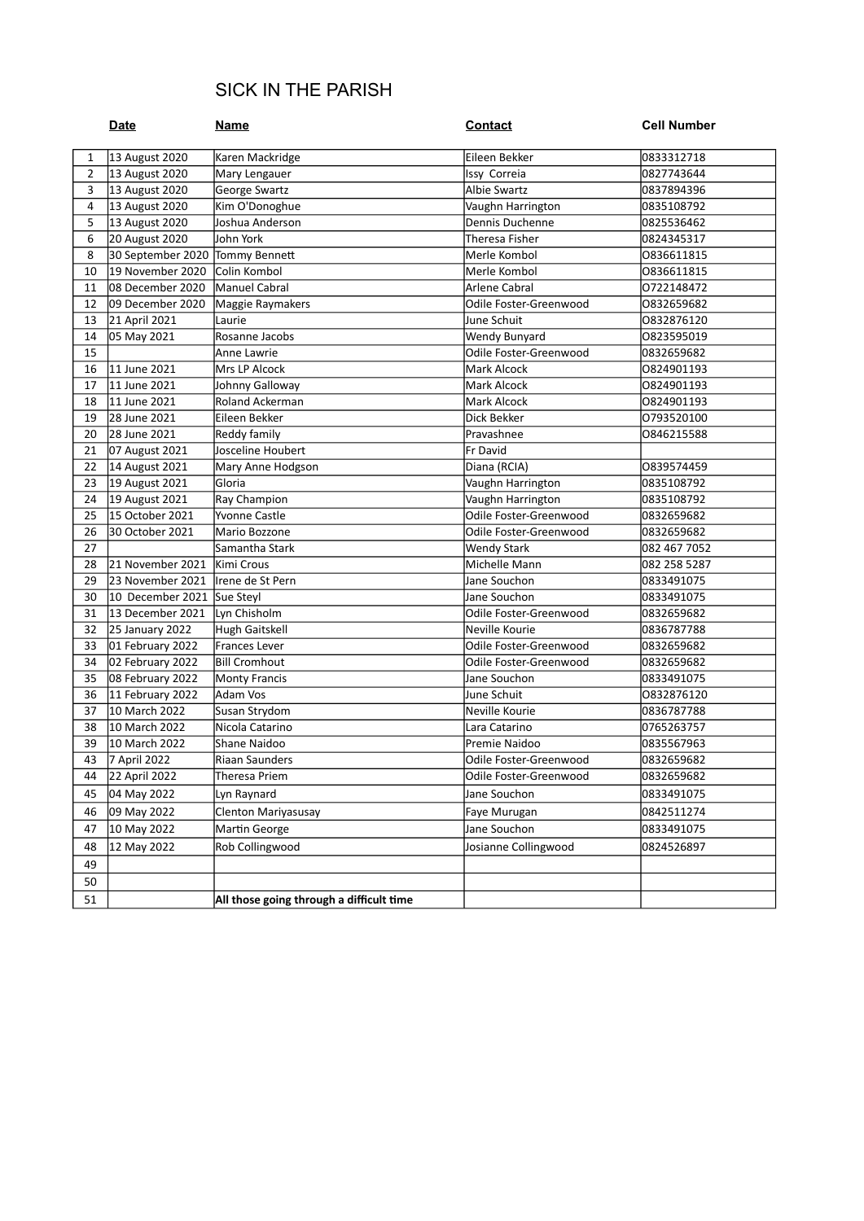# SICK IN THE PARISH

| | **Date** | **Name** | **Contact** | **Cell Number** |
|---|---|---|---|---|
| 1 | 13 August 2020 | Karen Mackridge | Eileen Bekker | 0833312718 |
| 2 | 13 August 2020 | Mary Lengauer | Issy Correia | 0827743644 |
| 3 | 13 August 2020 | George Swartz | Albie Swartz | 0837894396 |
| 4 | 13 August 2020 | Kim O'Donoghue | Vaughn Harrington | 0835108792 |
| 5 | 13 August 2020 | Joshua Anderson | Dennis Duchenne | 0825536462 |
| 6 | 20 August 2020 | John York | Theresa Fisher | 0824345317 |
| 8 | 30 September 2020 | Tommy Bennett | Merle Kombol | O836611815 |
| 10 | 19 November 2020 | Colin Kombol | Merle Kombol | O836611815 |
| 11 | 08 December 2020 | Manuel Cabral | Arlene Cabral | O722148472 |
| 12 | 09 December 2020 | Maggie Raymakers | Odile Foster-Greenwood | O832659682 |
| 13 | 21 April 2021 | Laurie | June Schuit | O832876120 |
| 14 | 05 May 2021 | Rosanne Jacobs | Wendy Bunyard | O823595019 |
| 15 | | Anne Lawrie | Odile Foster-Greenwood | 0832659682 |
| 16 | 11 June 2021 | Mrs LP Alcock | Mark Alcock | O824901193 |
| 17 | 11 June 2021 | Johnny Galloway | Mark Alcock | O824901193 |
| 18 | 11 June 2021 | Roland Ackerman | Mark Alcock | O824901193 |
| 19 | 28 June 2021 | Eileen Bekker | Dick Bekker | O793520100 |
| 20 | 28 June 2021 | Reddy family | Pravashnee | O846215588 |
| 21 | 07 August 2021 | Josceline Houbert | Fr David | |
| 22 | 14 August 2021 | Mary Anne Hodgson | Diana (RCIA) | O839574459 |
| 23 | 19 August 2021 | Gloria | Vaughn Harrington | 0835108792 |
| 24 | 19 August 2021 | Ray Champion | Vaughn Harrington | 0835108792 |
| 25 | 15 October 2021 | Yvonne Castle | Odile Foster-Greenwood | 0832659682 |
| 26 | 30 October 2021 | Mario Bozzone | Odile Foster-Greenwood | 0832659682 |
| 27 | | Samantha Stark | Wendy Stark | 082 467 7052 |
| 28 | 21 November 2021 | Kimi Crous | Michelle Mann | 082 258 5287 |
| 29 | 23 November 2021 | Irene de St Pern | Jane Souchon | 0833491075 |
| 30 | 10 December 2021 | Sue Steyl | Jane Souchon | 0833491075 |
| 31 | 13 December 2021 | Lyn Chisholm | Odile Foster-Greenwood | 0832659682 |
| 32 | 25 January 2022 | Hugh Gaitskell | Neville Kourie | 0836787788 |
| 33 | 01 February 2022 | Frances Lever | Odile Foster-Greenwood | 0832659682 |
| 34 | 02 February 2022 | Bill Cromhout | Odile Foster-Greenwood | 0832659682 |
| 35 | 08 February 2022 | Monty Francis | Jane Souchon | 0833491075 |
| 36 | 11 February 2022 | Adam Vos | June Schuit | O832876120 |
| 37 | 10 March 2022 | Susan Strydom | Neville Kourie | 0836787788 |
| 38 | 10 March 2022 | Nicola Catarino | Lara Catarino | 0765263757 |
| 39 | 10 March 2022 | Shane Naidoo | Premie Naidoo | 0835567963 |
| 43 | 7 April 2022 | Riaan Saunders | Odile Foster-Greenwood | 0832659682 |
| 44 | 22 April 2022 | Theresa Priem | Odile Foster-Greenwood | 0832659682 |
| 45 | 04 May 2022 | Lyn Raynard | Jane Souchon | 0833491075 |
| 46 | 09 May 2022 | Clenton Mariyasusay | Faye Murugan | 0842511274 |
| 47 | 10 May 2022 | Martin George | Jane Souchon | 0833491075 |
| 48 | 12 May 2022 | Rob Collingwood | Josianne Collingwood | 0824526897 |
| 49 | | | | |
| 50 | | | | |
| 51 | | **All those going through a difficult time** | | |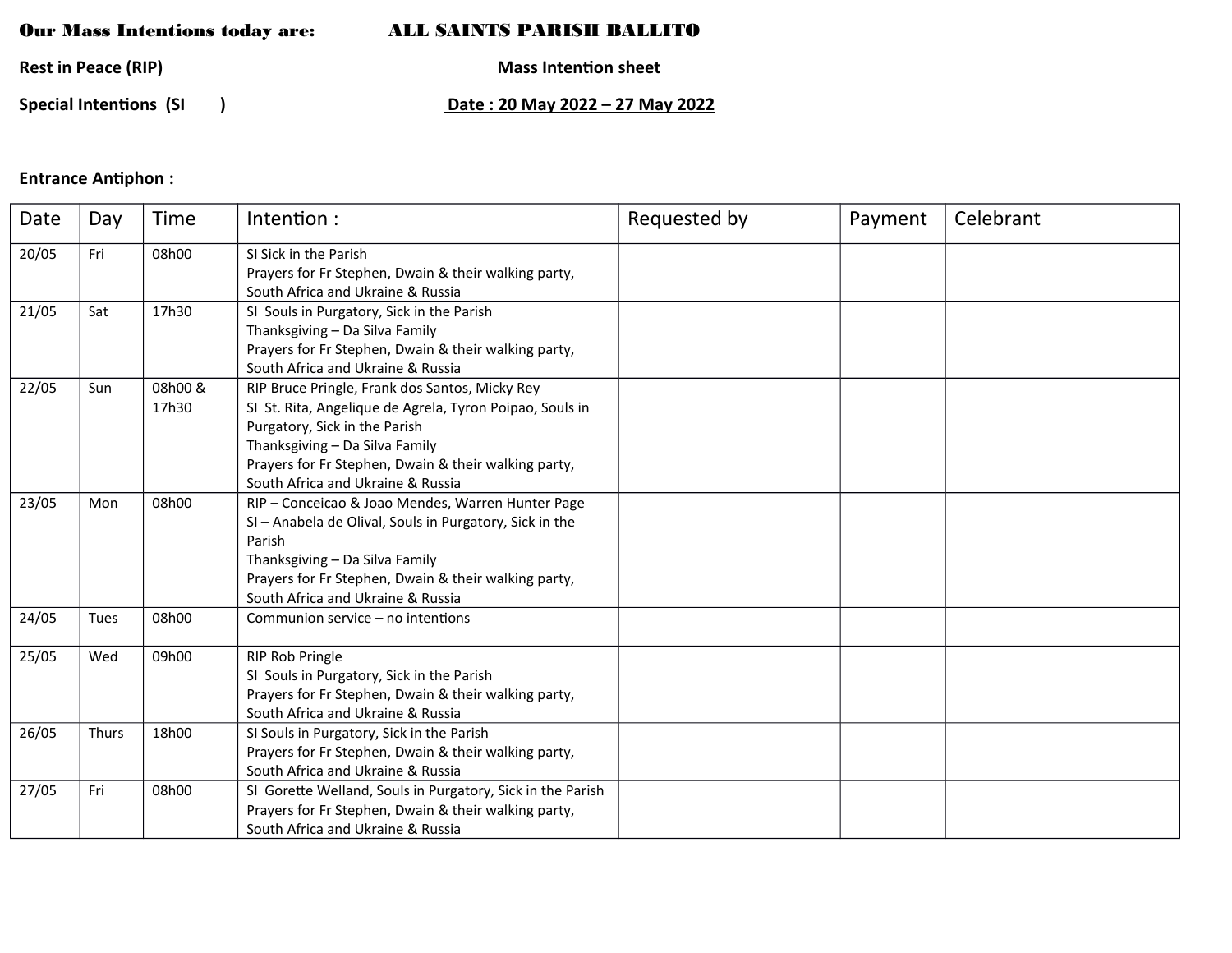**Our Mass Intentions today are:** **ALL SAINTS PARISH BALLITO**

**Rest in Peace (RIP)** **Mass Intention sheet**

**Special Intentions (SI )** **Date : 20 May 2022 – 27 May 2022**

**Entrance Antiphon :**

| Date | Day | Time | Intention : | Requested by | Payment | Celebrant |
|---|---|---|---|---|---|---|
| 20/05 | Fri | 08h00 | SI Sick in the Parish<br>Prayers for Fr Stephen, Dwain & their walking party, South Africa and Ukraine & Russia | | | |
| 21/05 | Sat | 17h30 | SI Souls in Purgatory, Sick in the Parish<br>Thanksgiving – Da Silva Family<br>Prayers for Fr Stephen, Dwain & their walking party, South Africa and Ukraine & Russia | | | |
| 22/05 | Sun | 08h00 & 17h30 | RIP Bruce Pringle, Frank dos Santos, Micky Rey<br>SI St. Rita, Angelique de Agrela, Tyron Poipao, Souls in Purgatory, Sick in the Parish<br>Thanksgiving – Da Silva Family<br>Prayers for Fr Stephen, Dwain & their walking party, South Africa and Ukraine & Russia | | | |
| 23/05 | Mon | 08h00 | RIP – Conceicao & Joao Mendes, Warren Hunter Page<br>SI – Anabela de Olival, Souls in Purgatory, Sick in the Parish<br>Thanksgiving – Da Silva Family<br>Prayers for Fr Stephen, Dwain & their walking party, South Africa and Ukraine & Russia | | | |
| 24/05 | Tues | 08h00 | Communion service – no intentions | | | |
| 25/05 | Wed | 09h00 | RIP Rob Pringle<br>SI Souls in Purgatory, Sick in the Parish<br>Prayers for Fr Stephen, Dwain & their walking party, South Africa and Ukraine & Russia | | | |
| 26/05 | Thurs | 18h00 | SI Souls in Purgatory, Sick in the Parish<br>Prayers for Fr Stephen, Dwain & their walking party, South Africa and Ukraine & Russia | | | |
| 27/05 | Fri | 08h00 | SI Gorette Welland, Souls in Purgatory, Sick in the Parish<br>Prayers for Fr Stephen, Dwain & their walking party, South Africa and Ukraine & Russia | | | |